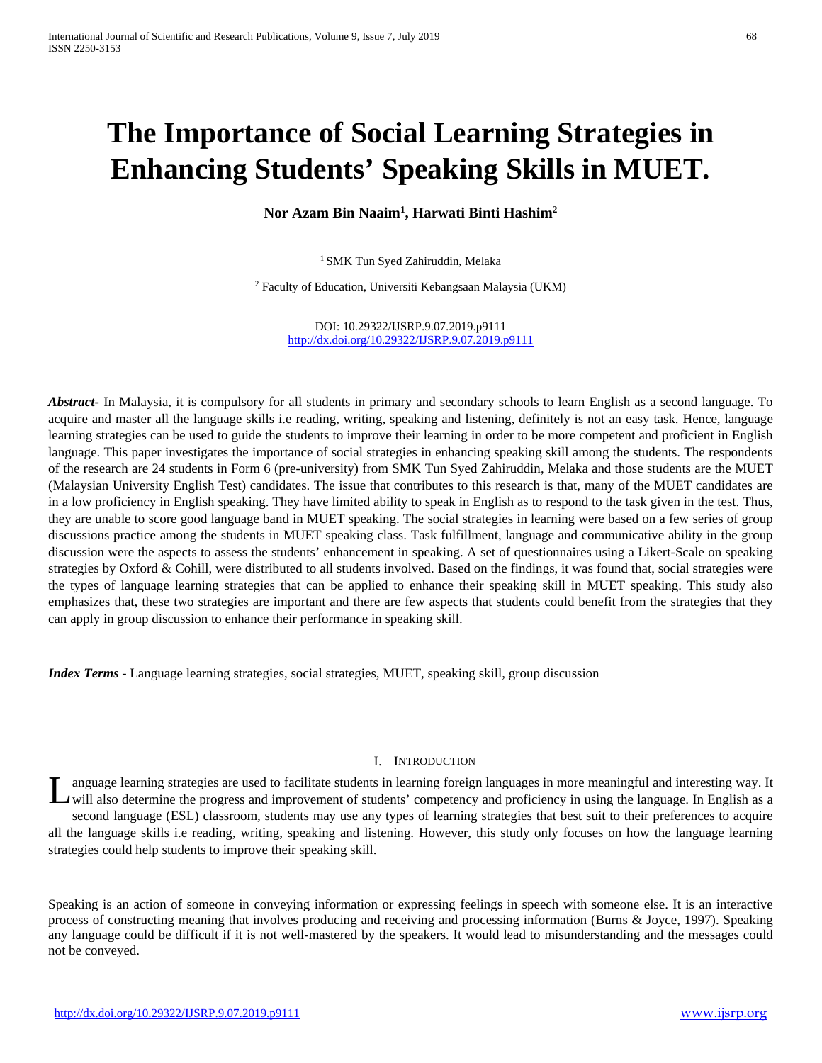# The Importance of Social Learning Strategies in Enhancing Students' Speaking Skills in MUET.

**Nor Azam Bin Naaim[1], Harwati Binti Hashim[2]**

[1] SMK Tun Syed Zahiruddin, Melaka

[2] Faculty of Education, Universiti Kebangsaan Malaysia (UKM)

DOI: 10.29322/IJSRP.9.07.2019.p9111
http://dx.doi.org/10.29322/IJSRP.9.07.2019.p9111

***Abstract-*** In Malaysia, it is compulsory for all students in primary and secondary schools to learn English as a second language. To acquire and master all the language skills i.e reading, writing, speaking and listening, definitely is not an easy task. Hence, language learning strategies can be used to guide the students to improve their learning in order to be more competent and proficient in English language. This paper investigates the importance of social strategies in enhancing speaking skill among the students. The respondents of the research are 24 students in Form 6 (pre-university) from SMK Tun Syed Zahiruddin, Melaka and those students are the MUET (Malaysian University English Test) candidates. The issue that contributes to this research is that, many of the MUET candidates are in a low proficiency in English speaking. They have limited ability to speak in English as to respond to the task given in the test. Thus, they are unable to score good language band in MUET speaking. The social strategies in learning were based on a few series of group discussions practice among the students in MUET speaking class. Task fulfillment, language and communicative ability in the group discussion were the aspects to assess the students' enhancement in speaking. A set of questionnaires using a Likert-Scale on speaking strategies by Oxford & Cohill, were distributed to all students involved. Based on the findings, it was found that, social strategies were the types of language learning strategies that can be applied to enhance their speaking skill in MUET speaking. This study also emphasizes that, these two strategies are important and there are few aspects that students could benefit from the strategies that they can apply in group discussion to enhance their performance in speaking skill.

***Index Terms*** - Language learning strategies, social strategies, MUET, speaking skill, group discussion

## I. Introduction

Language learning strategies are used to facilitate students in learning foreign languages in more meaningful and interesting way. It will also determine the progress and improvement of students' competency and proficiency in using the language. In English as a second language (ESL) classroom, students may use any types of learning strategies that best suit to their preferences to acquire all the language skills i.e reading, writing, speaking and listening. However, this study only focuses on how the language learning strategies could help students to improve their speaking skill.

Speaking is an action of someone in conveying information or expressing feelings in speech with someone else. It is an interactive process of constructing meaning that involves producing and receiving and processing information (Burns & Joyce, 1997). Speaking any language could be difficult if it is not well-mastered by the speakers. It would lead to misunderstanding and the messages could not be conveyed.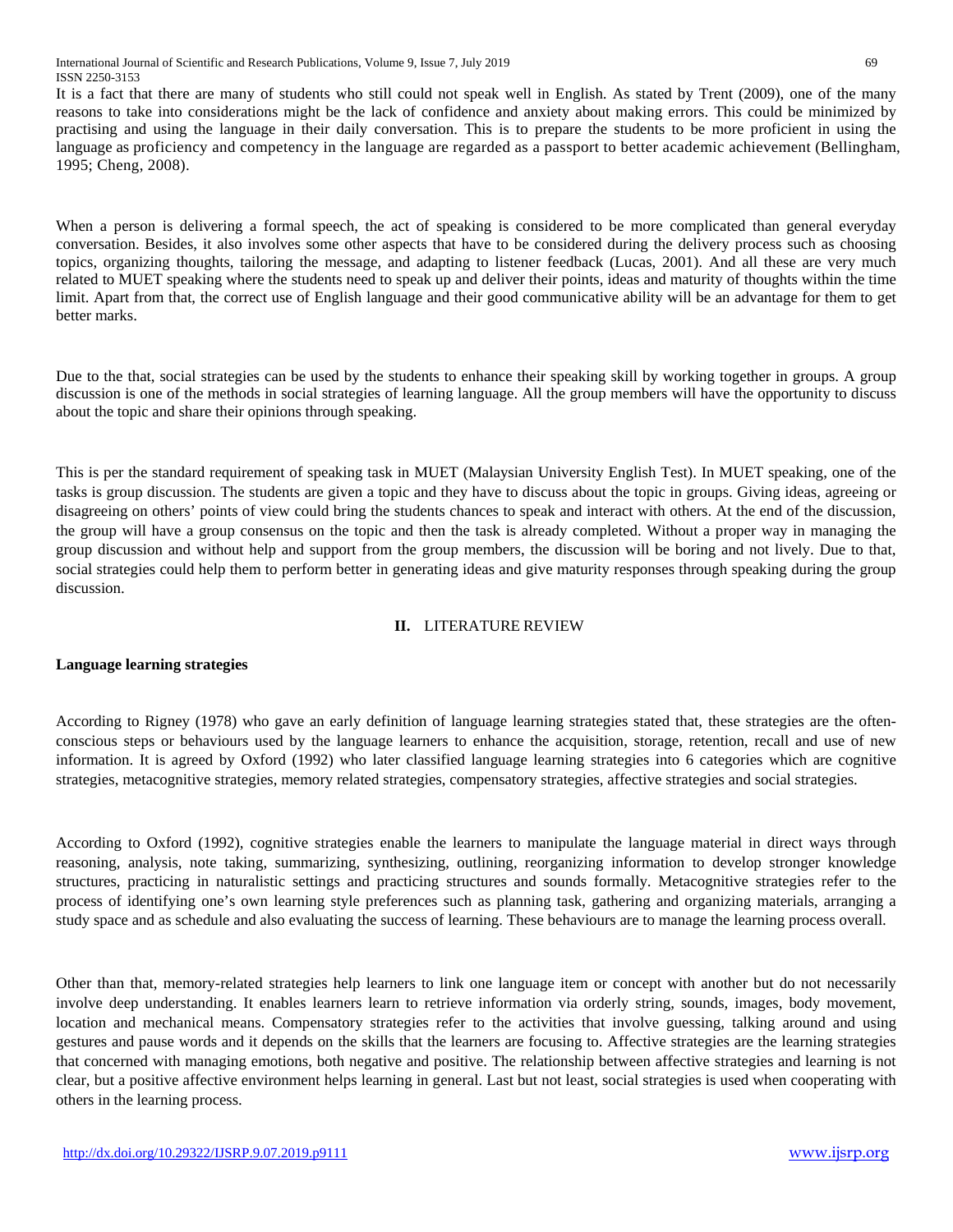It is a fact that there are many of students who still could not speak well in English. As stated by Trent (2009), one of the many reasons to take into considerations might be the lack of confidence and anxiety about making errors. This could be minimized by practising and using the language in their daily conversation. This is to prepare the students to be more proficient in using the language as proficiency and competency in the language are regarded as a passport to better academic achievement (Bellingham, 1995; Cheng, 2008).

When a person is delivering a formal speech, the act of speaking is considered to be more complicated than general everyday conversation. Besides, it also involves some other aspects that have to be considered during the delivery process such as choosing topics, organizing thoughts, tailoring the message, and adapting to listener feedback (Lucas, 2001). And all these are very much related to MUET speaking where the students need to speak up and deliver their points, ideas and maturity of thoughts within the time limit. Apart from that, the correct use of English language and their good communicative ability will be an advantage for them to get better marks.

Due to the that, social strategies can be used by the students to enhance their speaking skill by working together in groups. A group discussion is one of the methods in social strategies of learning language. All the group members will have the opportunity to discuss about the topic and share their opinions through speaking.

This is per the standard requirement of speaking task in MUET (Malaysian University English Test). In MUET speaking, one of the tasks is group discussion. The students are given a topic and they have to discuss about the topic in groups. Giving ideas, agreeing or disagreeing on others' points of view could bring the students chances to speak and interact with others. At the end of the discussion, the group will have a group consensus on the topic and then the task is already completed. Without a proper way in managing the group discussion and without help and support from the group members, the discussion will be boring and not lively. Due to that, social strategies could help them to perform better in generating ideas and give maturity responses through speaking during the group discussion.

## II. LITERATURE REVIEW

### Language learning strategies

According to Rigney (1978) who gave an early definition of language learning strategies stated that, these strategies are the often-conscious steps or behaviours used by the language learners to enhance the acquisition, storage, retention, recall and use of new information. It is agreed by Oxford (1992) who later classified language learning strategies into 6 categories which are cognitive strategies, metacognitive strategies, memory related strategies, compensatory strategies, affective strategies and social strategies.

According to Oxford (1992), cognitive strategies enable the learners to manipulate the language material in direct ways through reasoning, analysis, note taking, summarizing, synthesizing, outlining, reorganizing information to develop stronger knowledge structures, practicing in naturalistic settings and practicing structures and sounds formally. Metacognitive strategies refer to the process of identifying one's own learning style preferences such as planning task, gathering and organizing materials, arranging a study space and as schedule and also evaluating the success of learning. These behaviours are to manage the learning process overall.

Other than that, memory-related strategies help learners to link one language item or concept with another but do not necessarily involve deep understanding. It enables learners learn to retrieve information via orderly string, sounds, images, body movement, location and mechanical means. Compensatory strategies refer to the activities that involve guessing, talking around and using gestures and pause words and it depends on the skills that the learners are focusing to. Affective strategies are the learning strategies that concerned with managing emotions, both negative and positive. The relationship between affective strategies and learning is not clear, but a positive affective environment helps learning in general. Last but not least, social strategies is used when cooperating with others in the learning process.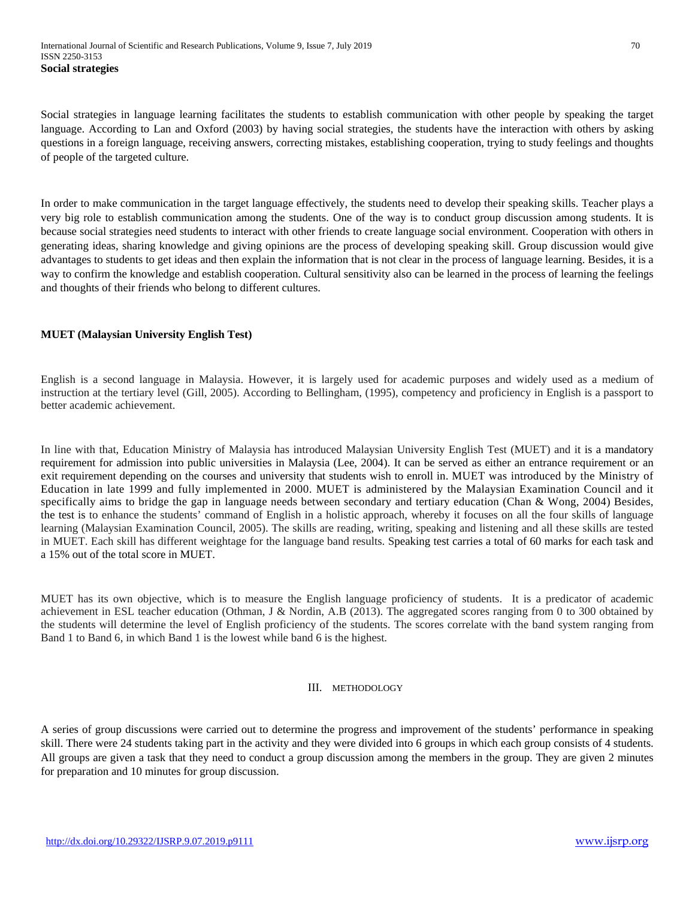**Social strategies**

Social strategies in language learning facilitates the students to establish communication with other people by speaking the target language. According to Lan and Oxford (2003) by having social strategies, the students have the interaction with others by asking questions in a foreign language, receiving answers, correcting mistakes, establishing cooperation, trying to study feelings and thoughts of people of the targeted culture.

In order to make communication in the target language effectively, the students need to develop their speaking skills. Teacher plays a very big role to establish communication among the students. One of the way is to conduct group discussion among students. It is because social strategies need students to interact with other friends to create language social environment. Cooperation with others in generating ideas, sharing knowledge and giving opinions are the process of developing speaking skill. Group discussion would give advantages to students to get ideas and then explain the information that is not clear in the process of language learning. Besides, it is a way to confirm the knowledge and establish cooperation. Cultural sensitivity also can be learned in the process of learning the feelings and thoughts of their friends who belong to different cultures.

**MUET (Malaysian University English Test)**

English is a second language in Malaysia. However, it is largely used for academic purposes and widely used as a medium of instruction at the tertiary level (Gill, 2005). According to Bellingham, (1995), competency and proficiency in English is a passport to better academic achievement.

In line with that, Education Ministry of Malaysia has introduced Malaysian University English Test (MUET) and it is a mandatory requirement for admission into public universities in Malaysia (Lee, 2004). It can be served as either an entrance requirement or an exit requirement depending on the courses and university that students wish to enroll in. MUET was introduced by the Ministry of Education in late 1999 and fully implemented in 2000. MUET is administered by the Malaysian Examination Council and it specifically aims to bridge the gap in language needs between secondary and tertiary education (Chan & Wong, 2004) Besides, the test is to enhance the students' command of English in a holistic approach, whereby it focuses on all the four skills of language learning (Malaysian Examination Council, 2005). The skills are reading, writing, speaking and listening and all these skills are tested in MUET. Each skill has different weightage for the language band results. Speaking test carries a total of 60 marks for each task and a 15% out of the total score in MUET.

MUET has its own objective, which is to measure the English language proficiency of students. It is a predicator of academic achievement in ESL teacher education (Othman, J & Nordin, A.B (2013). The aggregated scores ranging from 0 to 300 obtained by the students will determine the level of English proficiency of the students. The scores correlate with the band system ranging from Band 1 to Band 6, in which Band 1 is the lowest while band 6 is the highest.

## III. METHODOLOGY

A series of group discussions were carried out to determine the progress and improvement of the students' performance in speaking skill. There were 24 students taking part in the activity and they were divided into 6 groups in which each group consists of 4 students. All groups are given a task that they need to conduct a group discussion among the members in the group. They are given 2 minutes for preparation and 10 minutes for group discussion.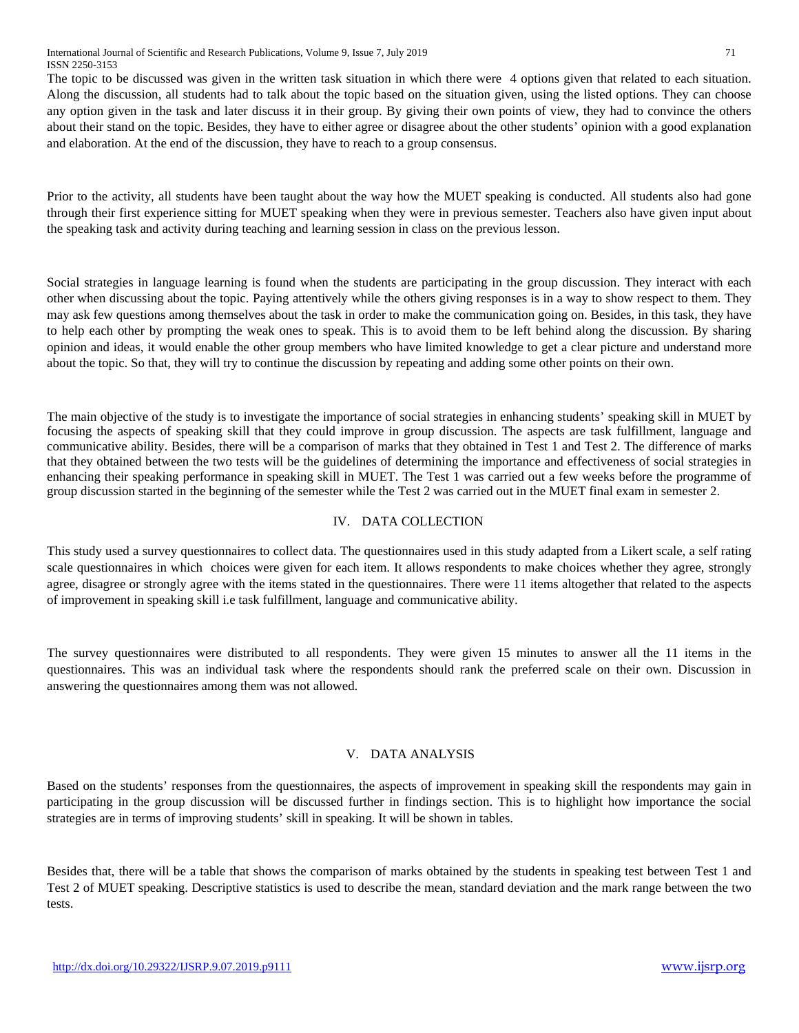The topic to be discussed was given in the written task situation in which there were 4 options given that related to each situation. Along the discussion, all students had to talk about the topic based on the situation given, using the listed options. They can choose any option given in the task and later discuss it in their group. By giving their own points of view, they had to convince the others about their stand on the topic. Besides, they have to either agree or disagree about the other students' opinion with a good explanation and elaboration. At the end of the discussion, they have to reach to a group consensus.

Prior to the activity, all students have been taught about the way how the MUET speaking is conducted. All students also had gone through their first experience sitting for MUET speaking when they were in previous semester. Teachers also have given input about the speaking task and activity during teaching and learning session in class on the previous lesson.

Social strategies in language learning is found when the students are participating in the group discussion. They interact with each other when discussing about the topic. Paying attentively while the others giving responses is in a way to show respect to them. They may ask few questions among themselves about the task in order to make the communication going on. Besides, in this task, they have to help each other by prompting the weak ones to speak. This is to avoid them to be left behind along the discussion. By sharing opinion and ideas, it would enable the other group members who have limited knowledge to get a clear picture and understand more about the topic. So that, they will try to continue the discussion by repeating and adding some other points on their own.

The main objective of the study is to investigate the importance of social strategies in enhancing students' speaking skill in MUET by focusing the aspects of speaking skill that they could improve in group discussion. The aspects are task fulfillment, language and communicative ability. Besides, there will be a comparison of marks that they obtained in Test 1 and Test 2. The difference of marks that they obtained between the two tests will be the guidelines of determining the importance and effectiveness of social strategies in enhancing their speaking performance in speaking skill in MUET. The Test 1 was carried out a few weeks before the programme of group discussion started in the beginning of the semester while the Test 2 was carried out in the MUET final exam in semester 2.

## IV. DATA COLLECTION

This study used a survey questionnaires to collect data. The questionnaires used in this study adapted from a Likert scale, a self rating scale questionnaires in which choices were given for each item. It allows respondents to make choices whether they agree, strongly agree, disagree or strongly agree with the items stated in the questionnaires. There were 11 items altogether that related to the aspects of improvement in speaking skill i.e task fulfillment, language and communicative ability.

The survey questionnaires were distributed to all respondents. They were given 15 minutes to answer all the 11 items in the questionnaires. This was an individual task where the respondents should rank the preferred scale on their own. Discussion in answering the questionnaires among them was not allowed.

## V. DATA ANALYSIS

Based on the students' responses from the questionnaires, the aspects of improvement in speaking skill the respondents may gain in participating in the group discussion will be discussed further in findings section. This is to highlight how importance the social strategies are in terms of improving students' skill in speaking. It will be shown in tables.

Besides that, there will be a table that shows the comparison of marks obtained by the students in speaking test between Test 1 and Test 2 of MUET speaking. Descriptive statistics is used to describe the mean, standard deviation and the mark range between the two tests.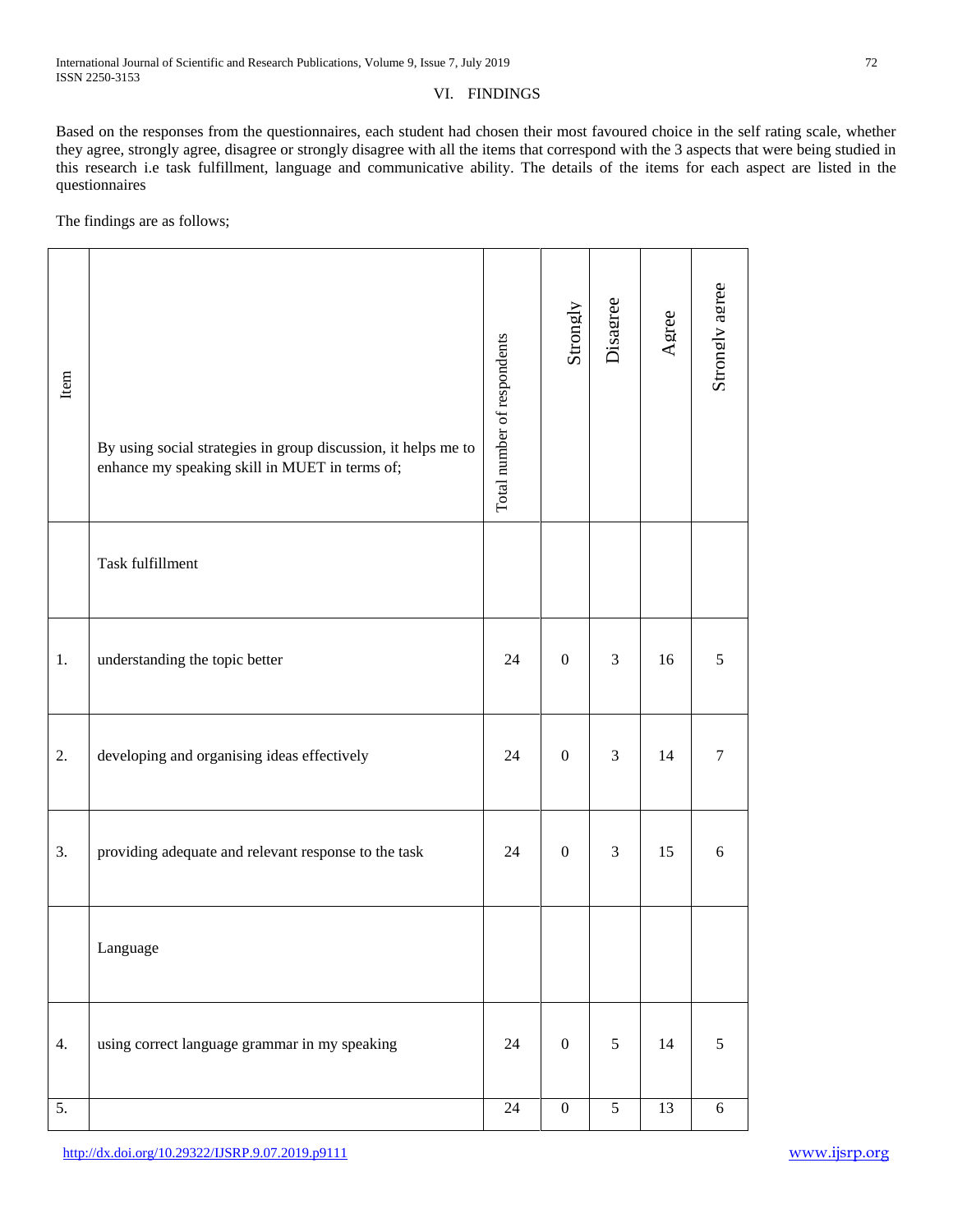## VI. FINDINGS

Based on the responses from the questionnaires, each student had chosen their most favoured choice in the self rating scale, whether they agree, strongly agree, disagree or strongly disagree with all the items that correspond with the 3 aspects that were being studied in this research i.e task fulfillment, language and communicative ability. The details of the items for each aspect are listed in the questionnaires

The findings are as follows;

| Item | By using social strategies in group discussion, it helps me to enhance my speaking skill in MUET in terms of; | Total number of respondents | Strongly | Disagree | Agree | Strongly agree |
|---|---|---|---|---|---|---|
| | Task fulfillment | | | | | |
| 1. | understanding the topic better | 24 | 0 | 3 | 16 | 5 |
| 2. | developing and organising ideas effectively | 24 | 0 | 3 | 14 | 7 |
| 3. | providing adequate and relevant response to the task | 24 | 0 | 3 | 15 | 6 |
| | Language | | | | | |
| 4. | using correct language grammar in my speaking | 24 | 0 | 5 | 14 | 5 |
| 5. | | 24 | 0 | 5 | 13 | 6 |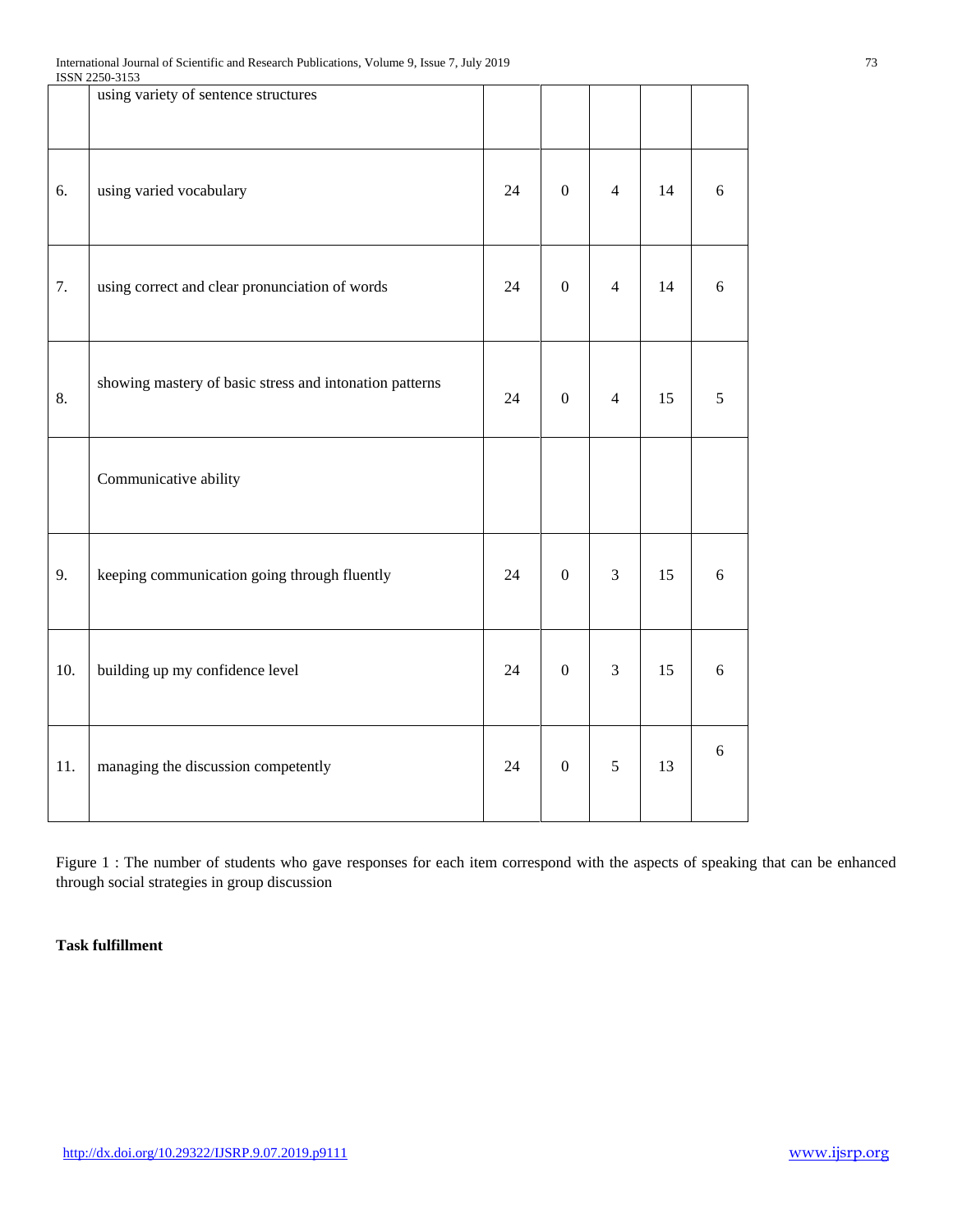|  |  |  |  |  |  |  |
|---|---|---|---|---|---|---|
|  | using variety of sentence structures |  |  |  |  |  |
| 6. | using varied vocabulary | 24 | 0 | 4 | 14 | 6 |
| 7. | using correct and clear pronunciation of words | 24 | 0 | 4 | 14 | 6 |
| 8. | showing mastery of basic stress and intonation patterns | 24 | 0 | 4 | 15 | 5 |
|  | Communicative ability |  |  |  |  |  |
| 9. | keeping communication going through fluently | 24 | 0 | 3 | 15 | 6 |
| 10. | building up my confidence level | 24 | 0 | 3 | 15 | 6 |
| 11. | managing the discussion competently | 24 | 0 | 5 | 13 | 6 |

Figure 1 : The number of students who gave responses for each item correspond with the aspects of speaking that can be enhanced through social strategies in group discussion

**Task fulfillment**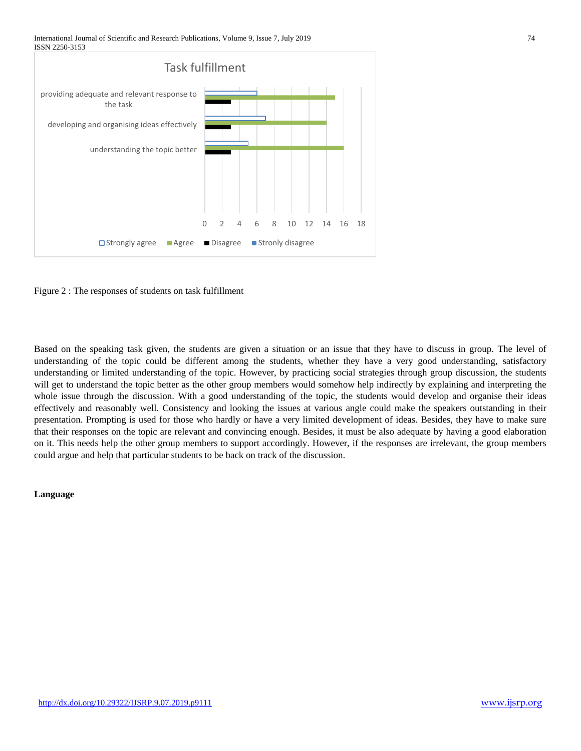Figure 2 : The responses of students on task fulfillment

Based on the speaking task given, the students are given a situation or an issue that they have to discuss in group. The level of understanding of the topic could be different among the students, whether they have a very good understanding, satisfactory understanding or limited understanding of the topic. However, by practicing social strategies through group discussion, the students will get to understand the topic better as the other group members would somehow help indirectly by explaining and interpreting the whole issue through the discussion. With a good understanding of the topic, the students would develop and organise their ideas effectively and reasonably well. Consistency and looking the issues at various angle could make the speakers outstanding in their presentation. Prompting is used for those who hardly or have a very limited development of ideas. Besides, they have to make sure that their responses on the topic are relevant and convincing enough. Besides, it must be also adequate by having a good elaboration on it. This needs help the other group members to support accordingly. However, if the responses are irrelevant, the group members could argue and help that particular students to be back on track of the discussion.

**Language**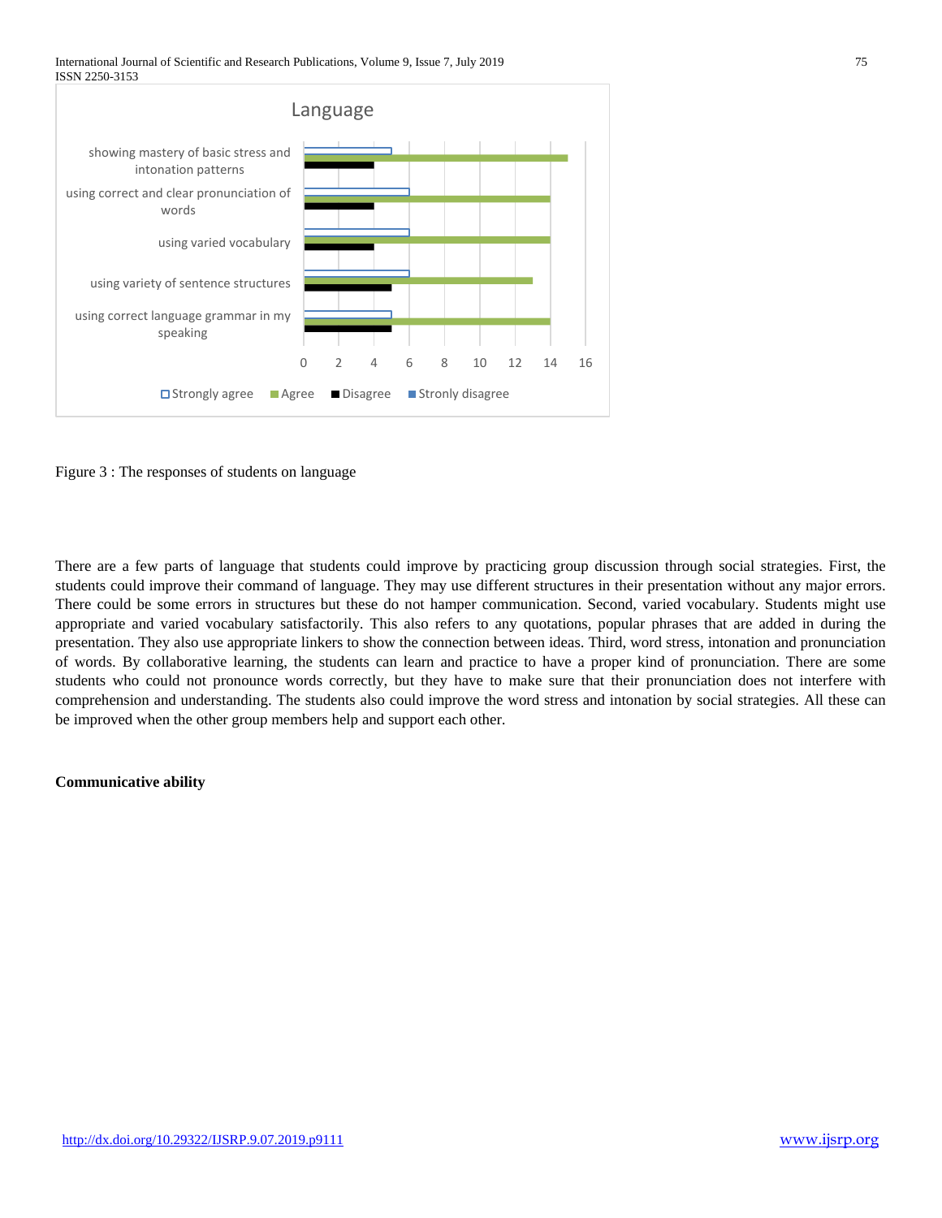Figure 3 : The responses of students on language

There are a few parts of language that students could improve by practicing group discussion through social strategies. First, the students could improve their command of language. They may use different structures in their presentation without any major errors. There could be some errors in structures but these do not hamper communication. Second, varied vocabulary. Students might use appropriate and varied vocabulary satisfactorily. This also refers to any quotations, popular phrases that are added in during the presentation. They also use appropriate linkers to show the connection between ideas. Third, word stress, intonation and pronunciation of words. By collaborative learning, the students can learn and practice to have a proper kind of pronunciation. There are some students who could not pronounce words correctly, but they have to make sure that their pronunciation does not interfere with comprehension and understanding. The students also could improve the word stress and intonation by social strategies. All these can be improved when the other group members help and support each other.

**Communicative ability**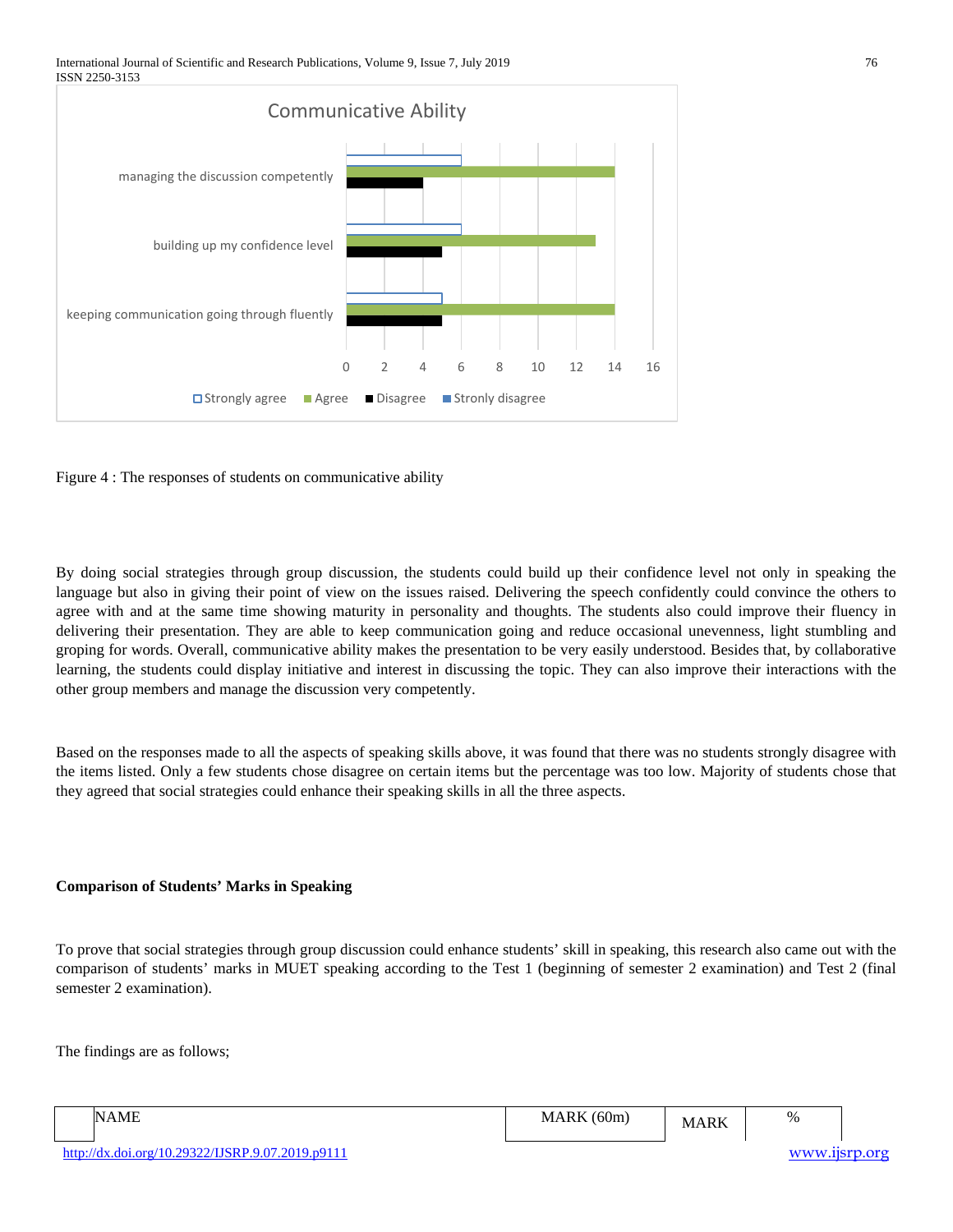Figure 4 : The responses of students on communicative ability

By doing social strategies through group discussion, the students could build up their confidence level not only in speaking the language but also in giving their point of view on the issues raised. Delivering the speech confidently could convince the others to agree with and at the same time showing maturity in personality and thoughts. The students also could improve their fluency in delivering their presentation. They are able to keep communication going and reduce occasional unevenness, light stumbling and groping for words. Overall, communicative ability makes the presentation to be very easily understood. Besides that, by collaborative learning, the students could display initiative and interest in discussing the topic. They can also improve their interactions with the other group members and manage the discussion very competently.

Based on the responses made to all the aspects of speaking skills above, it was found that there was no students strongly disagree with the items listed. Only a few students chose disagree on certain items but the percentage was too low. Majority of students chose that they agreed that social strategies could enhance their speaking skills in all the three aspects.

**Comparison of Students' Marks in Speaking**

To prove that social strategies through group discussion could enhance students' skill in speaking, this research also came out with the comparison of students' marks in MUET speaking according to the Test 1 (beginning of semester 2 examination) and Test 2 (final semester 2 examination).

The findings are as follows;

| | NAME | MARK (60m) | MARK | % |
|---|---|---|---|---|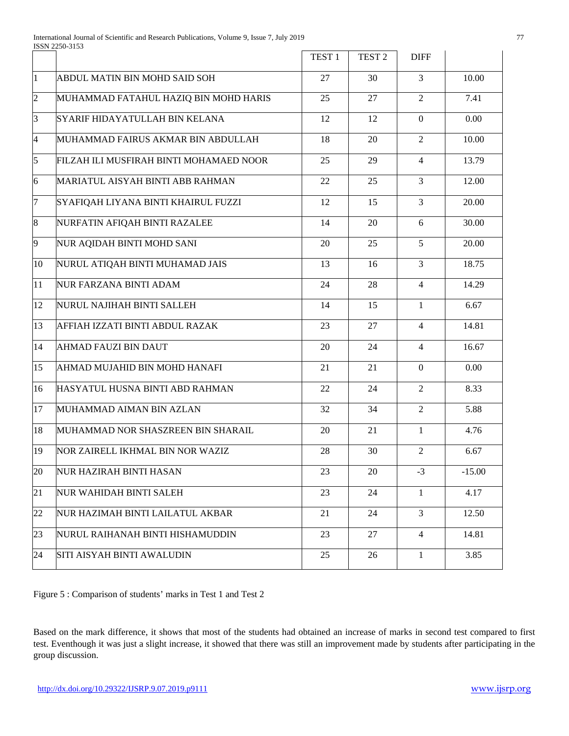| | | TEST 1 | TEST 2 | DIFF | |
|---|---|---|---|---|---|
| 1 | ABDUL MATIN BIN MOHD SAID SOH | 27 | 30 | 3 | 10.00 |
| 2 | MUHAMMAD FATAHUL HAZIQ BIN MOHD HARIS | 25 | 27 | 2 | 7.41 |
| 3 | SYARIF HIDAYATULLAH BIN KELANA | 12 | 12 | 0 | 0.00 |
| 4 | MUHAMMAD FAIRUS AKMAR BIN ABDULLAH | 18 | 20 | 2 | 10.00 |
| 5 | FILZAH ILI MUSFIRAH BINTI MOHAMAED NOOR | 25 | 29 | 4 | 13.79 |
| 6 | MARIATUL AISYAH BINTI ABB RAHMAN | 22 | 25 | 3 | 12.00 |
| 7 | SYAFIQAH LIYANA BINTI KHAIRUL FUZZI | 12 | 15 | 3 | 20.00 |
| 8 | NURFATIN AFIQAH BINTI RAZALEE | 14 | 20 | 6 | 30.00 |
| 9 | NUR AQIDAH BINTI MOHD SANI | 20 | 25 | 5 | 20.00 |
| 10 | NURUL ATIQAH BINTI MUHAMAD JAIS | 13 | 16 | 3 | 18.75 |
| 11 | NUR FARZANA BINTI ADAM | 24 | 28 | 4 | 14.29 |
| 12 | NURUL NAJIHAH BINTI SALLEH | 14 | 15 | 1 | 6.67 |
| 13 | AFFIAH IZZATI BINTI ABDUL RAZAK | 23 | 27 | 4 | 14.81 |
| 14 | AHMAD FAUZI BIN DAUT | 20 | 24 | 4 | 16.67 |
| 15 | AHMAD MUJAHID BIN MOHD HANAFI | 21 | 21 | 0 | 0.00 |
| 16 | HASYATUL HUSNA BINTI ABD RAHMAN | 22 | 24 | 2 | 8.33 |
| 17 | MUHAMMAD AIMAN BIN AZLAN | 32 | 34 | 2 | 5.88 |
| 18 | MUHAMMAD NOR SHASZREEN BIN SHARAIL | 20 | 21 | 1 | 4.76 |
| 19 | NOR ZAIRELL IKHMAL BIN NOR WAZIZ | 28 | 30 | 2 | 6.67 |
| 20 | NUR HAZIRAH BINTI HASAN | 23 | 20 | -3 | -15.00 |
| 21 | NUR WAHIDAH BINTI SALEH | 23 | 24 | 1 | 4.17 |
| 22 | NUR HAZIMAH BINTI LAILATUL AKBAR | 21 | 24 | 3 | 12.50 |
| 23 | NURUL RAIHANAH BINTI HISHAMUDDIN | 23 | 27 | 4 | 14.81 |
| 24 | SITI AISYAH BINTI AWALUDIN | 25 | 26 | 1 | 3.85 |

Figure 5 : Comparison of students' marks in Test 1 and Test 2

Based on the mark difference, it shows that most of the students had obtained an increase of marks in second test compared to first test. Eventhough it was just a slight increase, it showed that there was still an improvement made by students after participating in the group discussion.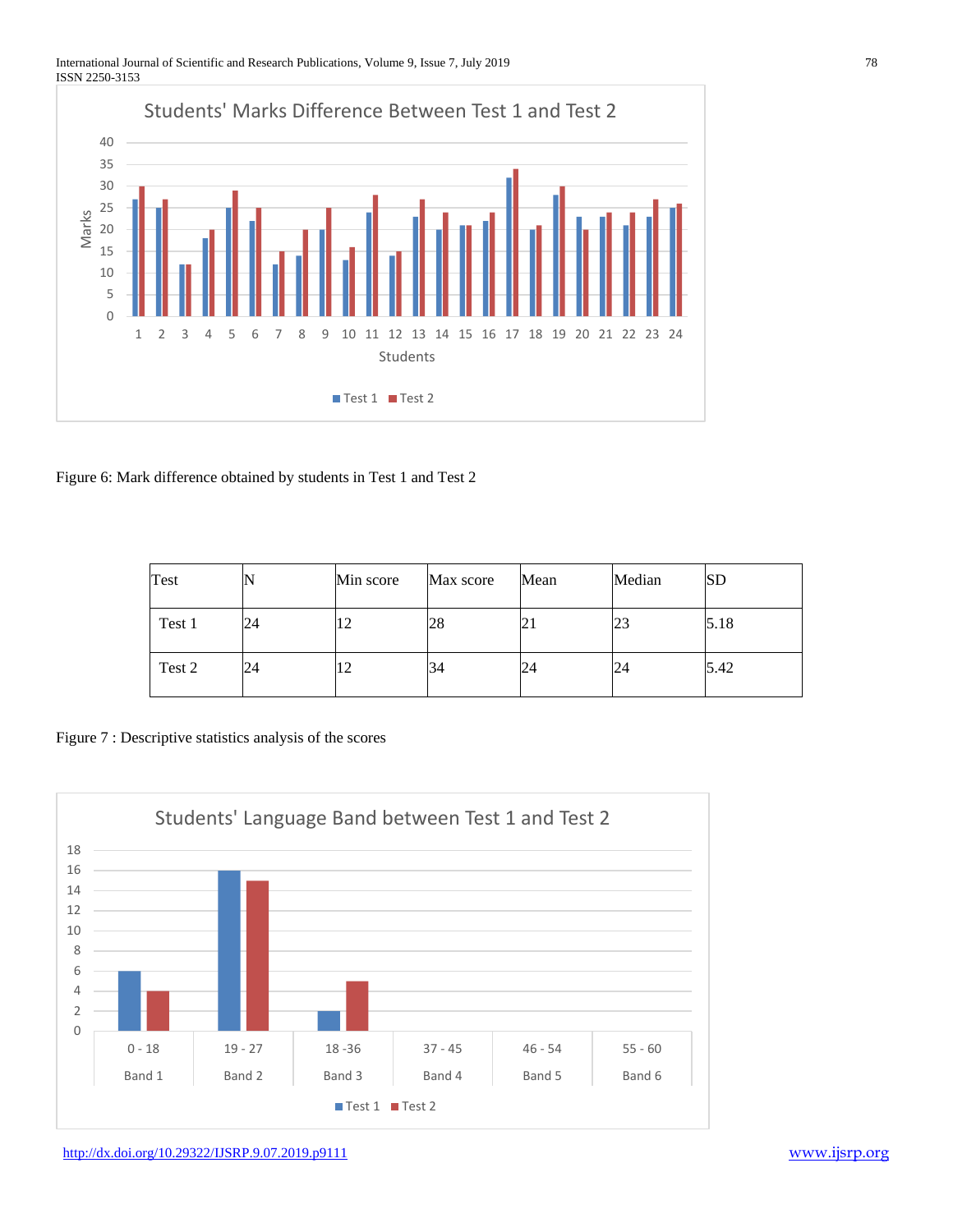Figure 6: Mark difference obtained by students in Test 1 and Test 2

| Test | N | Min score | Max score | Mean | Median | SD |
|---|---|---|---|---|---|---|
| Test 1 | 24 | 12 | 28 | 21 | 23 | 5.18 |
| Test 2 | 24 | 12 | 34 | 24 | 24 | 5.42 |

Figure 7 : Descriptive statistics analysis of the scores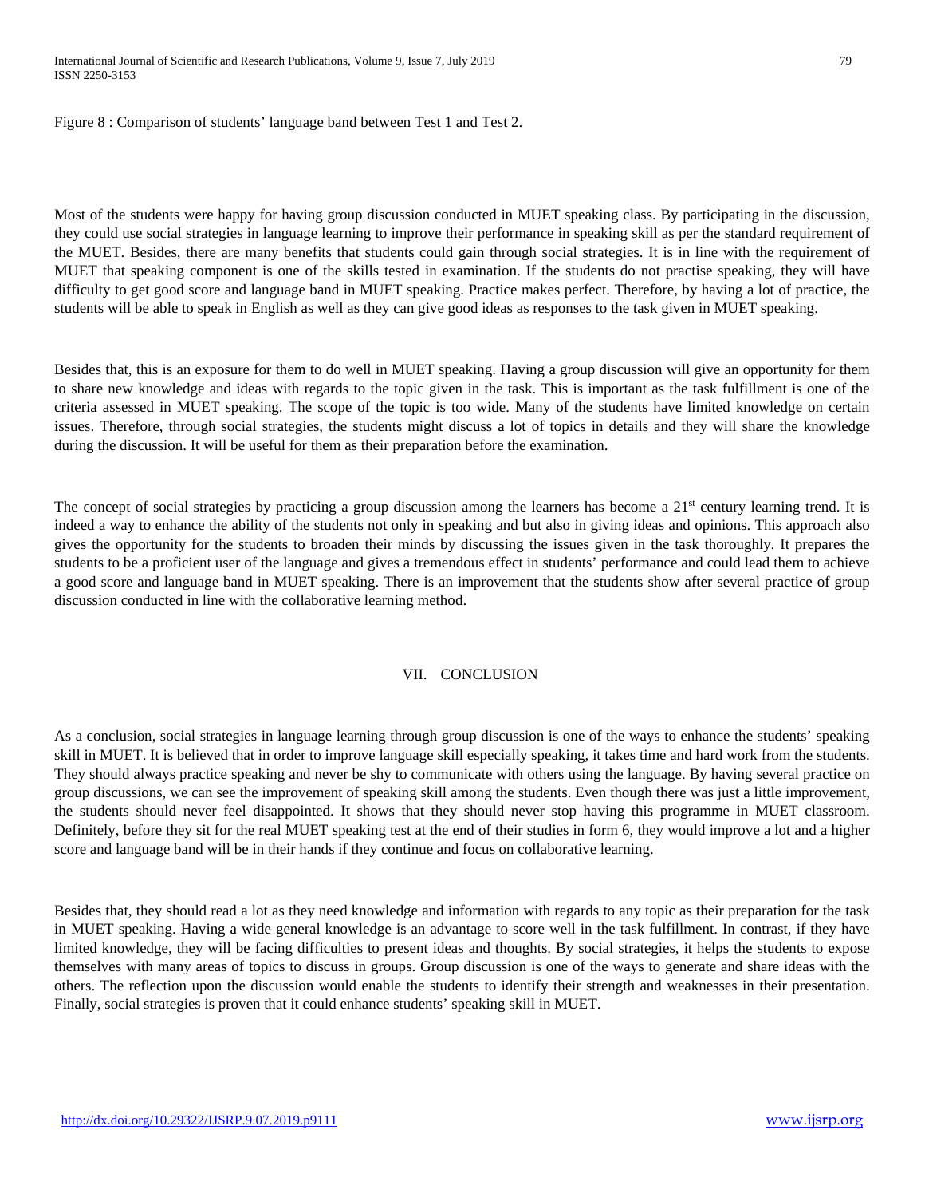Figure 8 : Comparison of students' language band between Test 1 and Test 2.

Most of the students were happy for having group discussion conducted in MUET speaking class. By participating in the discussion, they could use social strategies in language learning to improve their performance in speaking skill as per the standard requirement of the MUET. Besides, there are many benefits that students could gain through social strategies. It is in line with the requirement of MUET that speaking component is one of the skills tested in examination. If the students do not practise speaking, they will have difficulty to get good score and language band in MUET speaking. Practice makes perfect. Therefore, by having a lot of practice, the students will be able to speak in English as well as they can give good ideas as responses to the task given in MUET speaking.

Besides that, this is an exposure for them to do well in MUET speaking. Having a group discussion will give an opportunity for them to share new knowledge and ideas with regards to the topic given in the task. This is important as the task fulfillment is one of the criteria assessed in MUET speaking. The scope of the topic is too wide. Many of the students have limited knowledge on certain issues. Therefore, through social strategies, the students might discuss a lot of topics in details and they will share the knowledge during the discussion. It will be useful for them as their preparation before the examination.

The concept of social strategies by practicing a group discussion among the learners has become a 21st century learning trend. It is indeed a way to enhance the ability of the students not only in speaking and but also in giving ideas and opinions. This approach also gives the opportunity for the students to broaden their minds by discussing the issues given in the task thoroughly. It prepares the students to be a proficient user of the language and gives a tremendous effect in students' performance and could lead them to achieve a good score and language band in MUET speaking. There is an improvement that the students show after several practice of group discussion conducted in line with the collaborative learning method.

## VII. CONCLUSION

As a conclusion, social strategies in language learning through group discussion is one of the ways to enhance the students' speaking skill in MUET. It is believed that in order to improve language skill especially speaking, it takes time and hard work from the students. They should always practice speaking and never be shy to communicate with others using the language. By having several practice on group discussions, we can see the improvement of speaking skill among the students. Even though there was just a little improvement, the students should never feel disappointed. It shows that they should never stop having this programme in MUET classroom. Definitely, before they sit for the real MUET speaking test at the end of their studies in form 6, they would improve a lot and a higher score and language band will be in their hands if they continue and focus on collaborative learning.

Besides that, they should read a lot as they need knowledge and information with regards to any topic as their preparation for the task in MUET speaking. Having a wide general knowledge is an advantage to score well in the task fulfillment. In contrast, if they have limited knowledge, they will be facing difficulties to present ideas and thoughts. By social strategies, it helps the students to expose themselves with many areas of topics to discuss in groups. Group discussion is one of the ways to generate and share ideas with the others. The reflection upon the discussion would enable the students to identify their strength and weaknesses in their presentation. Finally, social strategies is proven that it could enhance students' speaking skill in MUET.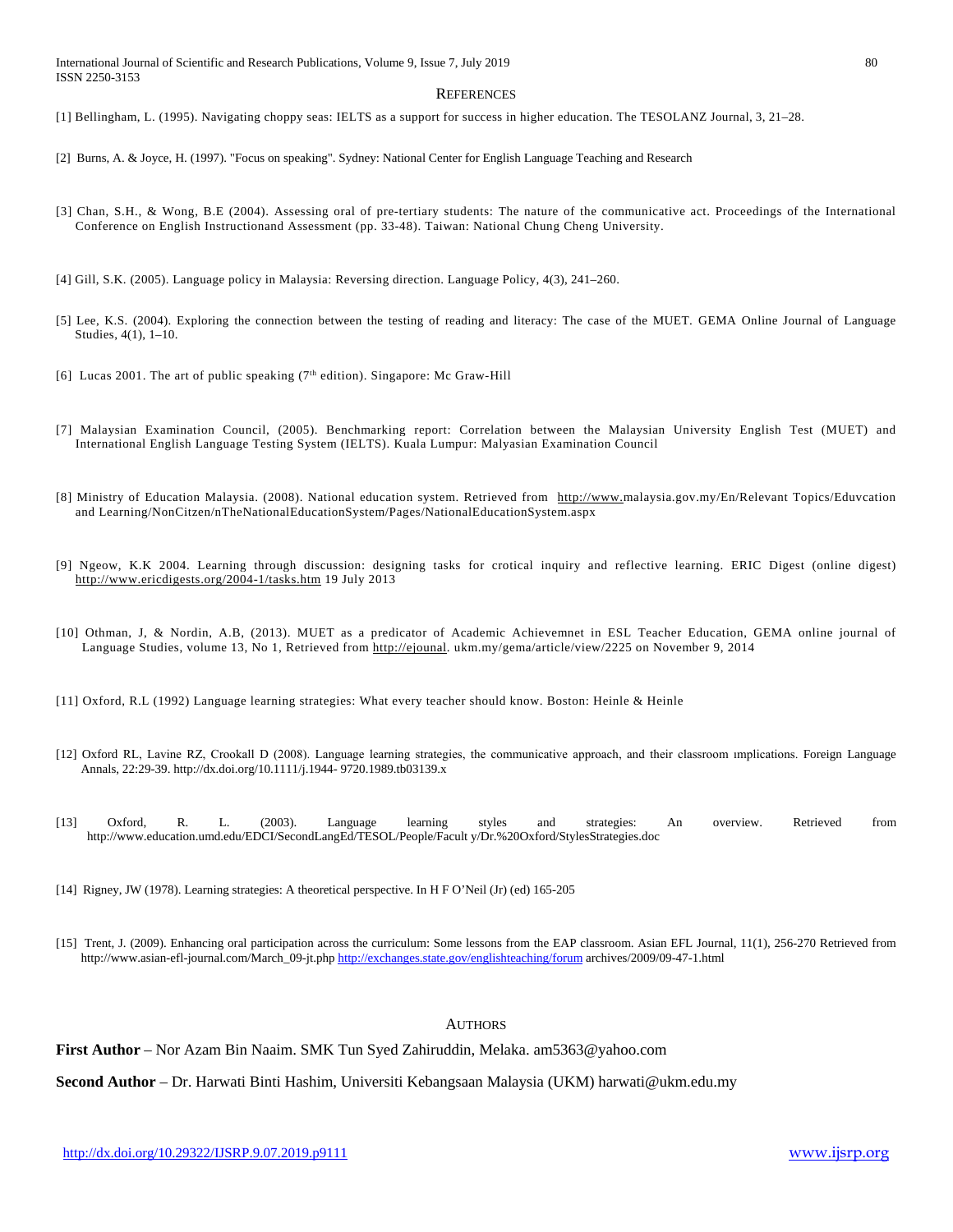## REFERENCES

[1] Bellingham, L. (1995). Navigating choppy seas: IELTS as a support for success in higher education. The TESOLANZ Journal, 3, 21–28.

[2] Burns, A. & Joyce, H. (1997). "Focus on speaking". Sydney: National Center for English Language Teaching and Research

[3] Chan, S.H., & Wong, B.E (2004). Assessing oral of pre-tertiary students: The nature of the communicative act. Proceedings of the International Conference on English Instructionand Assessment (pp. 33-48). Taiwan: National Chung Cheng University.

[4] Gill, S.K. (2005). Language policy in Malaysia: Reversing direction. Language Policy, 4(3), 241–260.

[5] Lee, K.S. (2004). Exploring the connection between the testing of reading and literacy: The case of the MUET. GEMA Online Journal of Language Studies, 4(1), 1–10.

[6] Lucas 2001. The art of public speaking (7th edition). Singapore: Mc Graw-Hill

[7] Malaysian Examination Council, (2005). Benchmarking report: Correlation between the Malaysian University English Test (MUET) and International English Language Testing System (IELTS). Kuala Lumpur: Malyasian Examination Council

[8] Ministry of Education Malaysia. (2008). National education system. Retrieved from http://www.malaysia.gov.my/En/Relevant Topics/Eduvcation and Learning/NonCitzen/nTheNationalEducationSystem/Pages/NationalEducationSystem.aspx

[9] Ngeow, K.K 2004. Learning through discussion: designing tasks for crotical inquiry and reflective learning. ERIC Digest (online digest) http://www.ericdigests.org/2004-1/tasks.htm 19 July 2013

[10] Othman, J, & Nordin, A.B, (2013). MUET as a predicator of Academic Achievemnet in ESL Teacher Education, GEMA online journal of Language Studies, volume 13, No 1, Retrieved from http://ejounal. ukm.my/gema/article/view/2225 on November 9, 2014

[11] Oxford, R.L (1992) Language learning strategies: What every teacher should know. Boston: Heinle & Heinle

[12] Oxford RL, Lavine RZ, Crookall D (2008). Language learning strategies, the communicative approach, and their classroom ımplications. Foreign Language Annals, 22:29-39. http://dx.doi.org/10.1111/j.1944- 9720.1989.tb03139.x

[13] Oxford, R. L. (2003). Language learning styles and strategies: An overview. Retrieved from http://www.education.umd.edu/EDCI/SecondLangEd/TESOL/People/Facult y/Dr.%20Oxford/StylesStrategies.doc

[14] Rigney, JW (1978). Learning strategies: A theoretical perspective. In H F O'Neil (Jr) (ed) 165-205

[15] Trent, J. (2009). Enhancing oral participation across the curriculum: Some lessons from the EAP classroom. Asian EFL Journal, 11(1), 256-270 Retrieved from http://www.asian-efl-journal.com/March_09-jt.php http://exchanges.state.gov/englishteaching/forum archives/2009/09-47-1.html

## AUTHORS

**First Author** – Nor Azam Bin Naaim. SMK Tun Syed Zahiruddin, Melaka. am5363@yahoo.com

**Second Author** – Dr. Harwati Binti Hashim, Universiti Kebangsaan Malaysia (UKM) harwati@ukm.edu.my